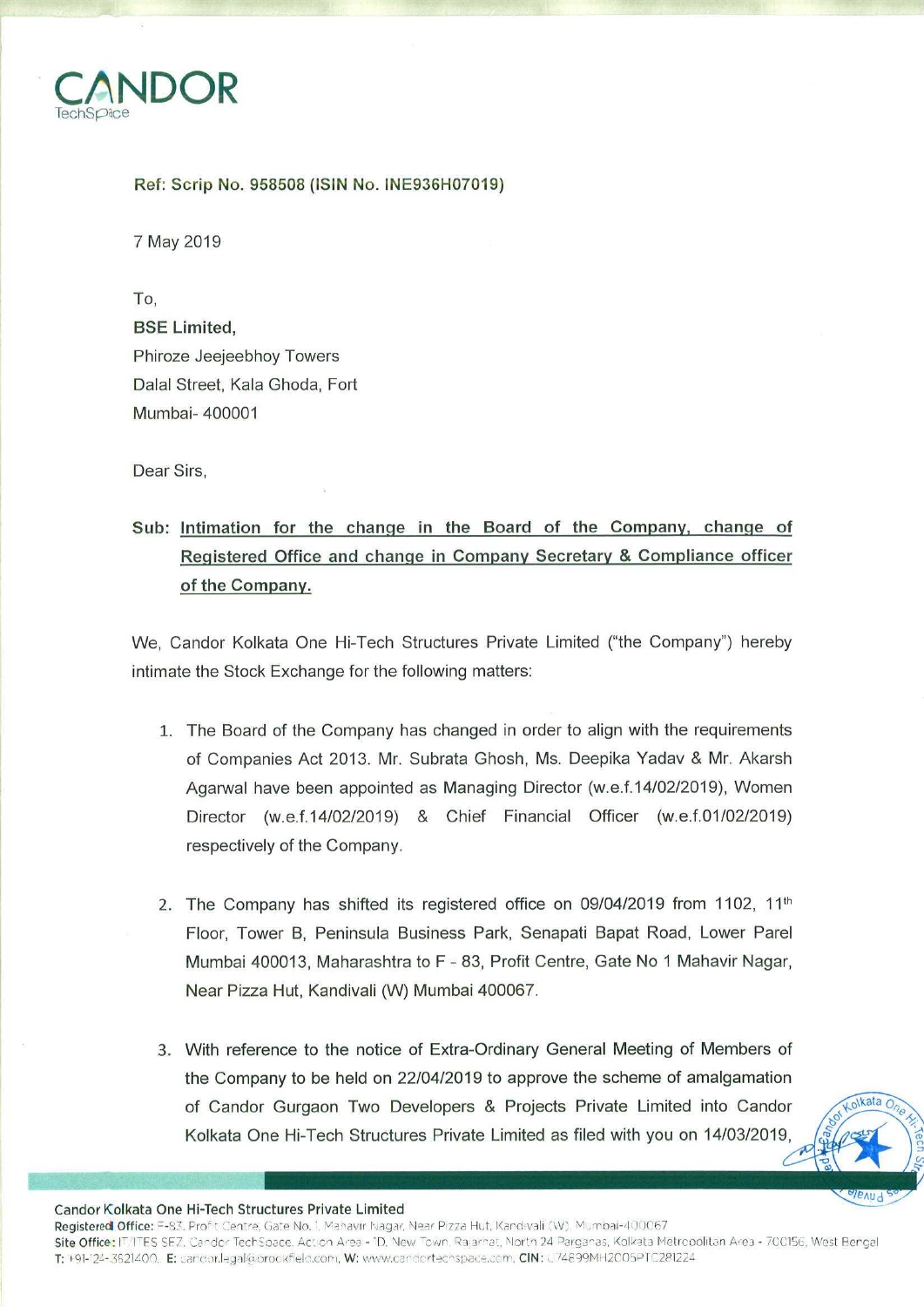CANDOR
TechSpace

**Ref: Scrip No. 958508 (ISIN No. INE936H07019)**

7 May 2019

To,

**BSE Limited,**
Phiroze Jeejeebhoy Towers
Dalal Street, Kala Ghoda, Fort
Mumbai- 400001

Dear Sirs,

**Sub: Intimation for the change in the Board of the Company, change of Registered Office and change in Company Secretary & Compliance officer of the Company.**

We, Candor Kolkata One Hi-Tech Structures Private Limited ("the Company") hereby intimate the Stock Exchange for the following matters:

1. The Board of the Company has changed in order to align with the requirements of Companies Act 2013. Mr. Subrata Ghosh, Ms. Deepika Yadav & Mr. Akarsh Agarwal have been appointed as Managing Director (w.e.f.14/02/2019), Women Director (w.e.f.14/02/2019) & Chief Financial Officer (w.e.f.01/02/2019) respectively of the Company.

2. The Company has shifted its registered office on 09/04/2019 from 1102, 11th Floor, Tower B, Peninsula Business Park, Senapati Bapat Road, Lower Parel Mumbai 400013, Maharashtra to F - 83, Profit Centre, Gate No 1 Mahavir Nagar, Near Pizza Hut, Kandivali (W) Mumbai 400067.

3. With reference to the notice of Extra-Ordinary General Meeting of Members of the Company to be held on 22/04/2019 to approve the scheme of amalgamation of Candor Gurgaon Two Developers & Projects Private Limited into Candor Kolkata One Hi-Tech Structures Private Limited as filed with you on 14/03/2019,

**Candor Kolkata One Hi-Tech Structures Private Limited**
**Registered Office:** F-83, Profit Centre, Gate No. 1, Mahavir Nagar, Near Pizza Hut, Kandivali (W), Mumbai-400067
**Site Office:** IT/ITES SEZ, Candor TechSpace, Action Area - 1D, New Town, Rajarhat, North 24 Parganas, Kolkata Metropolitan Area - 700156, West Bengal
**T:** +91-124-3521400, **E:** candor.legal@brookfield.com, **W:** www.candortechspace.com, **CIN:** U74899MH2005PTC281224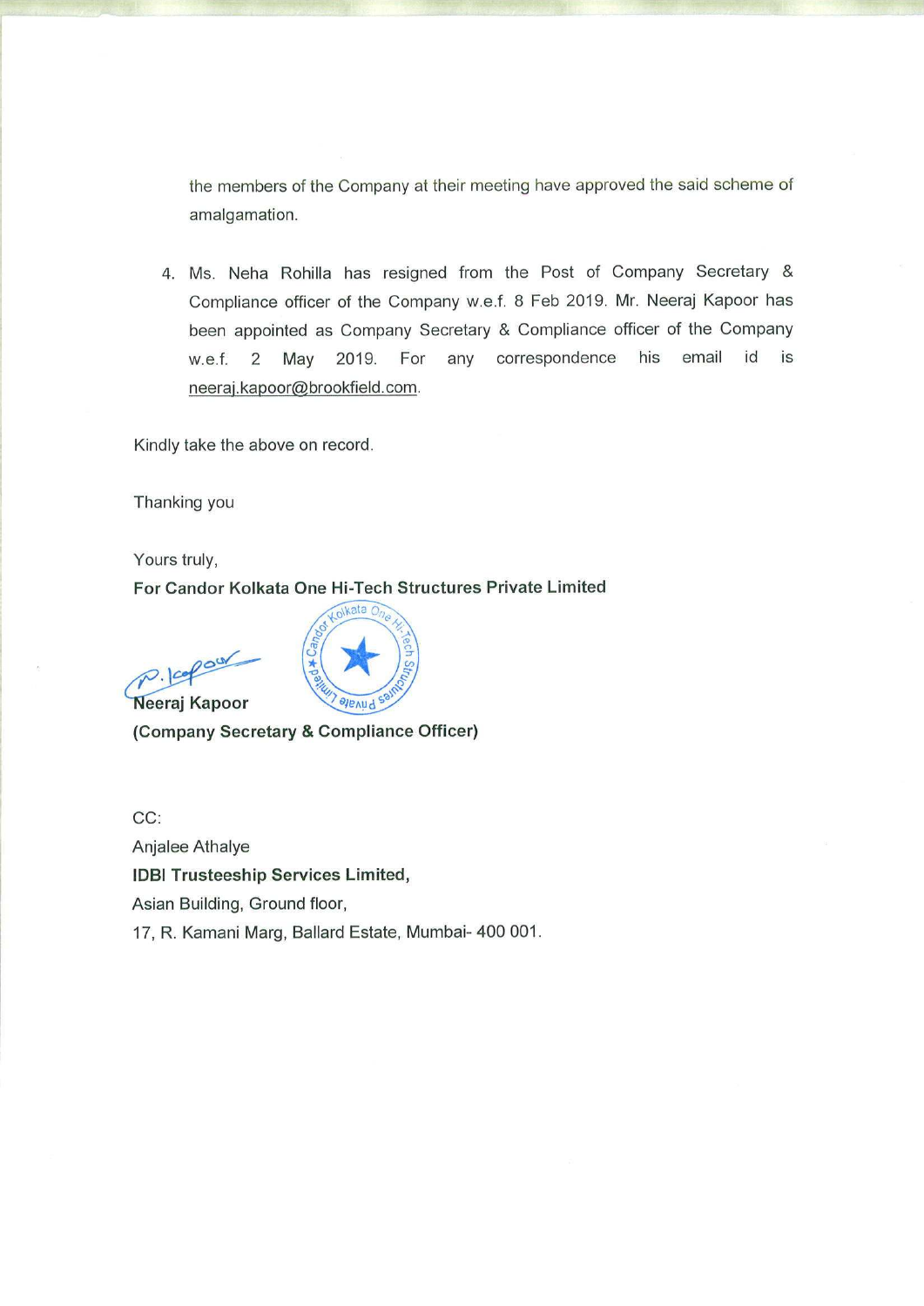the members of the Company at their meeting have approved the said scheme of amalgamation.

4. Ms. Neha Rohilla has resigned from the Post of Company Secretary & Compliance officer of the Company w.e.f. 8 Feb 2019. Mr. Neeraj Kapoor has been appointed as Company Secretary & Compliance officer of the Company w.e.f. 2 May 2019. For any correspondence his email id is neeraj.kapoor@brookfield.com.

Kindly take the above on record.

Thanking you

Yours truly,

**For Candor Kolkata One Hi-Tech Structures Private Limited**

**Neeraj Kapoor**

**(Company Secretary & Compliance Officer)**

CC:

Anjalee Athalye

**IDBI Trusteeship Services Limited,**

Asian Building, Ground floor,

17, R. Kamani Marg, Ballard Estate, Mumbai- 400 001.